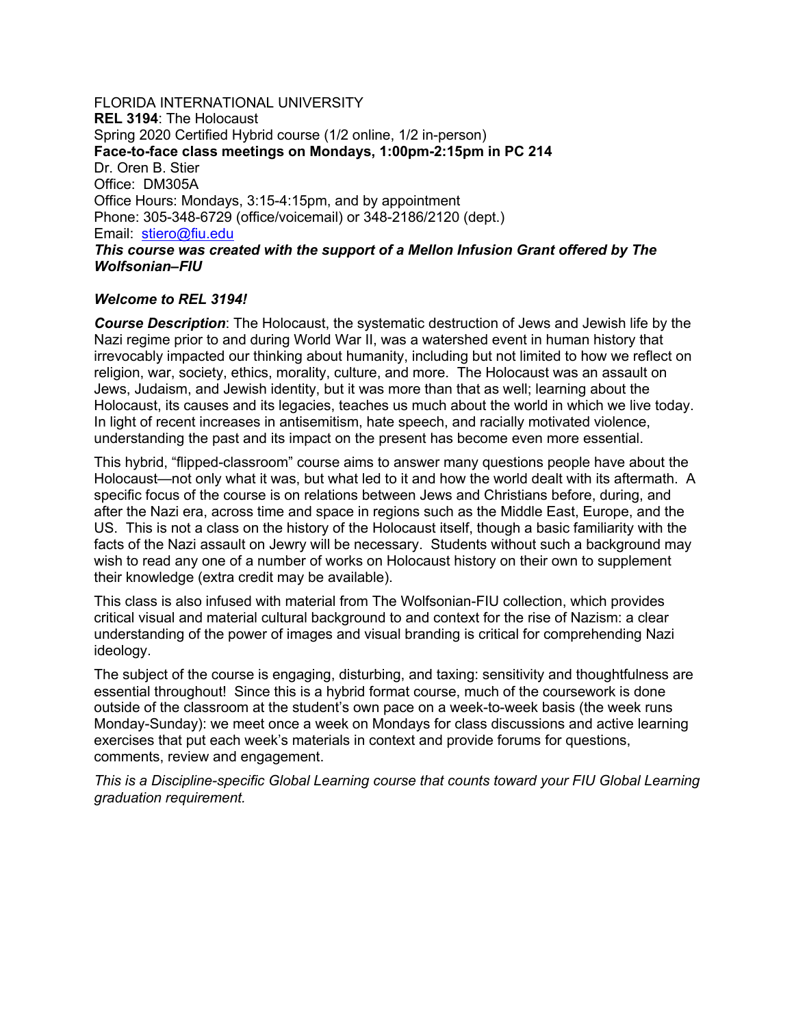FLORIDA INTERNATIONAL UNIVERSITY
**REL 3194**: The Holocaust
Spring 2020 Certified Hybrid course (1/2 online, 1/2 in-person)
**Face-to-face class meetings on Mondays, 1:00pm-2:15pm in PC 214**
Dr. Oren B. Stier
Office: DM305A
Office Hours: Mondays, 3:15-4:15pm, and by appointment
Phone: 305-348-6729 (office/voicemail) or 348-2186/2120 (dept.)
Email: stiero@fiu.edu
***This course was created with the support of a Mellon Infusion Grant offered by The Wolfsonian–FIU***

***Welcome to REL 3194!***

***Course Description***: The Holocaust, the systematic destruction of Jews and Jewish life by the Nazi regime prior to and during World War II, was a watershed event in human history that irrevocably impacted our thinking about humanity, including but not limited to how we reflect on religion, war, society, ethics, morality, culture, and more. The Holocaust was an assault on Jews, Judaism, and Jewish identity, but it was more than that as well; learning about the Holocaust, its causes and its legacies, teaches us much about the world in which we live today. In light of recent increases in antisemitism, hate speech, and racially motivated violence, understanding the past and its impact on the present has become even more essential.

This hybrid, "flipped-classroom" course aims to answer many questions people have about the Holocaust—not only what it was, but what led to it and how the world dealt with its aftermath. A specific focus of the course is on relations between Jews and Christians before, during, and after the Nazi era, across time and space in regions such as the Middle East, Europe, and the US. This is not a class on the history of the Holocaust itself, though a basic familiarity with the facts of the Nazi assault on Jewry will be necessary. Students without such a background may wish to read any one of a number of works on Holocaust history on their own to supplement their knowledge (extra credit may be available).

This class is also infused with material from The Wolfsonian-FIU collection, which provides critical visual and material cultural background to and context for the rise of Nazism: a clear understanding of the power of images and visual branding is critical for comprehending Nazi ideology.

The subject of the course is engaging, disturbing, and taxing: sensitivity and thoughtfulness are essential throughout! Since this is a hybrid format course, much of the coursework is done outside of the classroom at the student's own pace on a week-to-week basis (the week runs Monday-Sunday): we meet once a week on Mondays for class discussions and active learning exercises that put each week's materials in context and provide forums for questions, comments, review and engagement.

*This is a Discipline-specific Global Learning course that counts toward your FIU Global Learning graduation requirement.*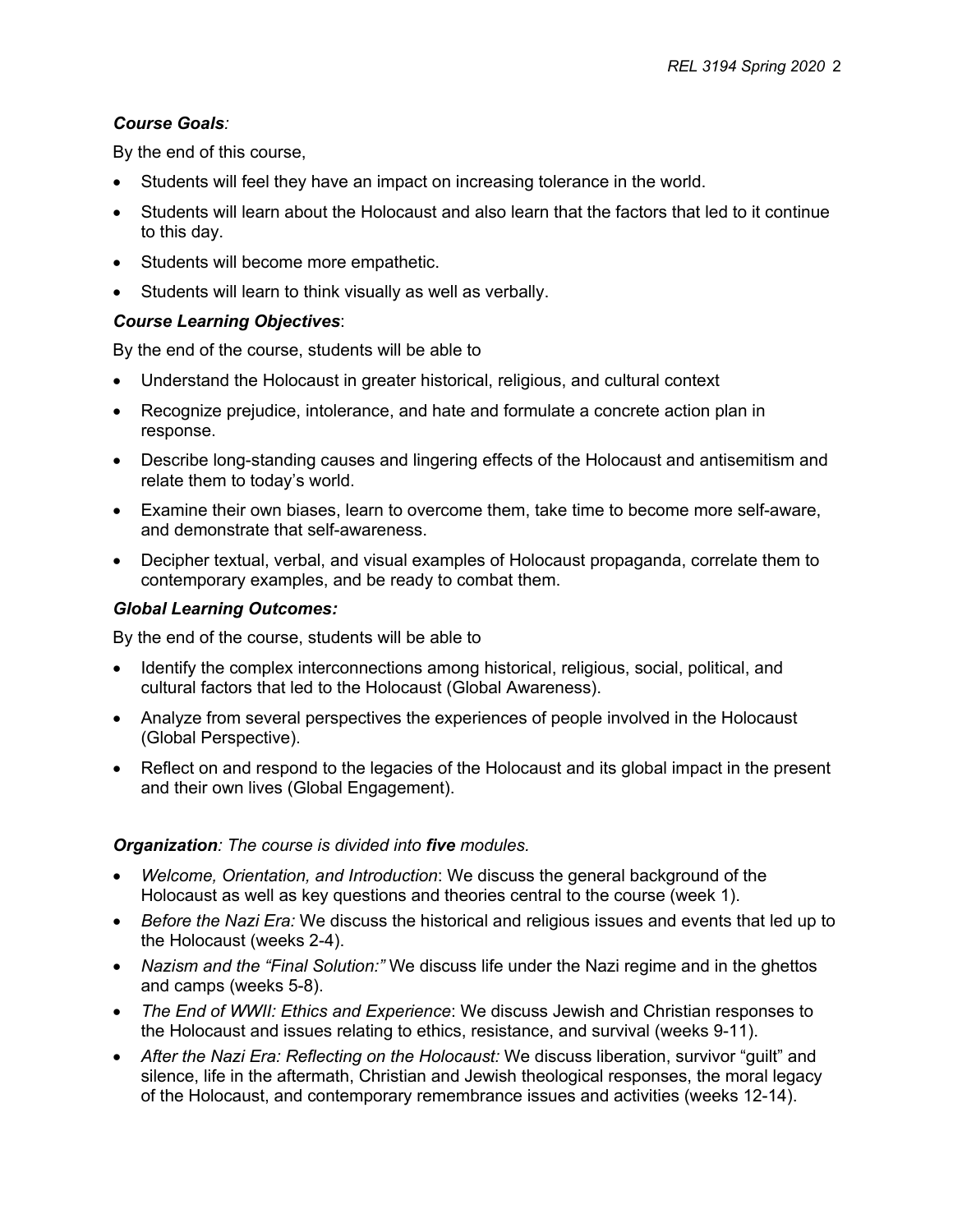***Course Goals:***

By the end of this course,

- Students will feel they have an impact on increasing tolerance in the world.
- Students will learn about the Holocaust and also learn that the factors that led to it continue to this day.
- Students will become more empathetic.
- Students will learn to think visually as well as verbally.

***Course Learning Objectives***:

By the end of the course, students will be able to

- Understand the Holocaust in greater historical, religious, and cultural context
- Recognize prejudice, intolerance, and hate and formulate a concrete action plan in response.
- Describe long-standing causes and lingering effects of the Holocaust and antisemitism and relate them to today's world.
- Examine their own biases, learn to overcome them, take time to become more self-aware, and demonstrate that self-awareness.
- Decipher textual, verbal, and visual examples of Holocaust propaganda, correlate them to contemporary examples, and be ready to combat them.

***Global Learning Outcomes:***

By the end of the course, students will be able to

- Identify the complex interconnections among historical, religious, social, political, and cultural factors that led to the Holocaust (Global Awareness).
- Analyze from several perspectives the experiences of people involved in the Holocaust (Global Perspective).
- Reflect on and respond to the legacies of the Holocaust and its global impact in the present and their own lives (Global Engagement).

***Organization**: The course is divided into **five** modules.*

- *Welcome, Orientation, and Introduction*: We discuss the general background of the Holocaust as well as key questions and theories central to the course (week 1).
- *Before the Nazi Era:* We discuss the historical and religious issues and events that led up to the Holocaust (weeks 2-4).
- *Nazism and the "Final Solution:"* We discuss life under the Nazi regime and in the ghettos and camps (weeks 5-8).
- *The End of WWII: Ethics and Experience*: We discuss Jewish and Christian responses to the Holocaust and issues relating to ethics, resistance, and survival (weeks 9-11).
- *After the Nazi Era: Reflecting on the Holocaust:* We discuss liberation, survivor "guilt" and silence, life in the aftermath, Christian and Jewish theological responses, the moral legacy of the Holocaust, and contemporary remembrance issues and activities (weeks 12-14).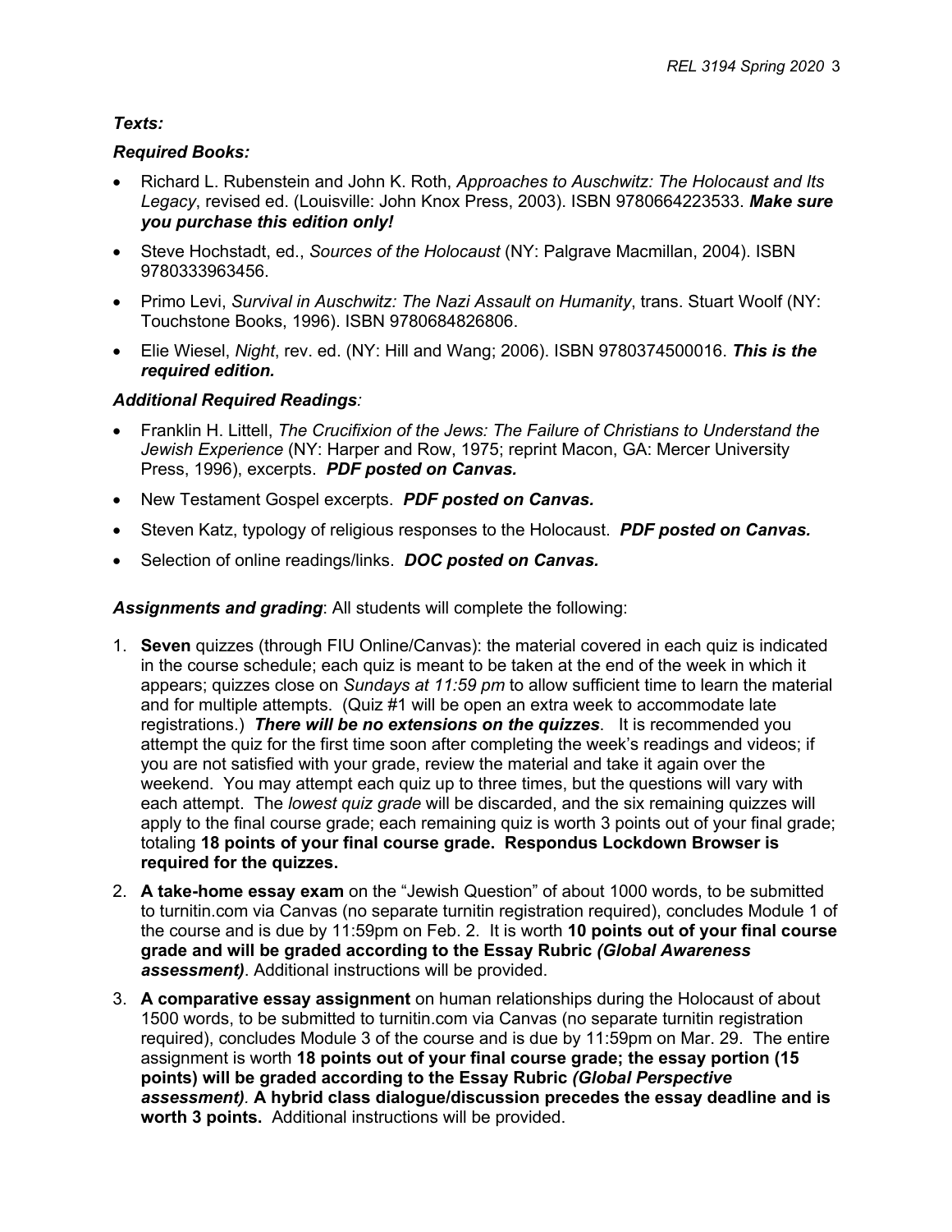***Texts:***

***Required Books:***

- Richard L. Rubenstein and John K. Roth, *Approaches to Auschwitz: The Holocaust and Its Legacy*, revised ed. (Louisville: John Knox Press, 2003). ISBN 9780664223533. ***Make sure you purchase this edition only!***
- Steve Hochstadt, ed., *Sources of the Holocaust* (NY: Palgrave Macmillan, 2004). ISBN 9780333963456.
- Primo Levi, *Survival in Auschwitz: The Nazi Assault on Humanity*, trans. Stuart Woolf (NY: Touchstone Books, 1996). ISBN 9780684826806.
- Elie Wiesel, *Night*, rev. ed. (NY: Hill and Wang; 2006). ISBN 9780374500016. ***This is the required edition.***

***Additional Required Readings:***

- Franklin H. Littell, *The Crucifixion of the Jews: The Failure of Christians to Understand the Jewish Experience* (NY: Harper and Row, 1975; reprint Macon, GA: Mercer University Press, 1996), excerpts. ***PDF posted on Canvas.***
- New Testament Gospel excerpts. ***PDF posted on Canvas.***
- Steven Katz, typology of religious responses to the Holocaust. ***PDF posted on Canvas.***
- Selection of online readings/links. ***DOC posted on Canvas.***

***Assignments and grading***: All students will complete the following:

1. **Seven** quizzes (through FIU Online/Canvas): the material covered in each quiz is indicated in the course schedule; each quiz is meant to be taken at the end of the week in which it appears; quizzes close on *Sundays at 11:59 pm* to allow sufficient time to learn the material and for multiple attempts. (Quiz #1 will be open an extra week to accommodate late registrations.) ***There will be no extensions on the quizzes***. It is recommended you attempt the quiz for the first time soon after completing the week's readings and videos; if you are not satisfied with your grade, review the material and take it again over the weekend. You may attempt each quiz up to three times, but the questions will vary with each attempt. The *lowest quiz grade* will be discarded, and the six remaining quizzes will apply to the final course grade; each remaining quiz is worth 3 points out of your final grade; totaling **18 points of your final course grade. Respondus Lockdown Browser is required for the quizzes.**
2. **A take-home essay exam** on the "Jewish Question" of about 1000 words, to be submitted to turnitin.com via Canvas (no separate turnitin registration required), concludes Module 1 of the course and is due by 11:59pm on Feb. 2. It is worth **10 points out of your final course grade and will be graded according to the Essay Rubric *(Global Awareness assessment)***. Additional instructions will be provided.
3. **A comparative essay assignment** on human relationships during the Holocaust of about 1500 words, to be submitted to turnitin.com via Canvas (no separate turnitin registration required), concludes Module 3 of the course and is due by 11:59pm on Mar. 29. The entire assignment is worth **18 points out of your final course grade; the essay portion (15 points) will be graded according to the Essay Rubric *(Global Perspective assessment)*. A hybrid class dialogue/discussion precedes the essay deadline and is worth 3 points.** Additional instructions will be provided.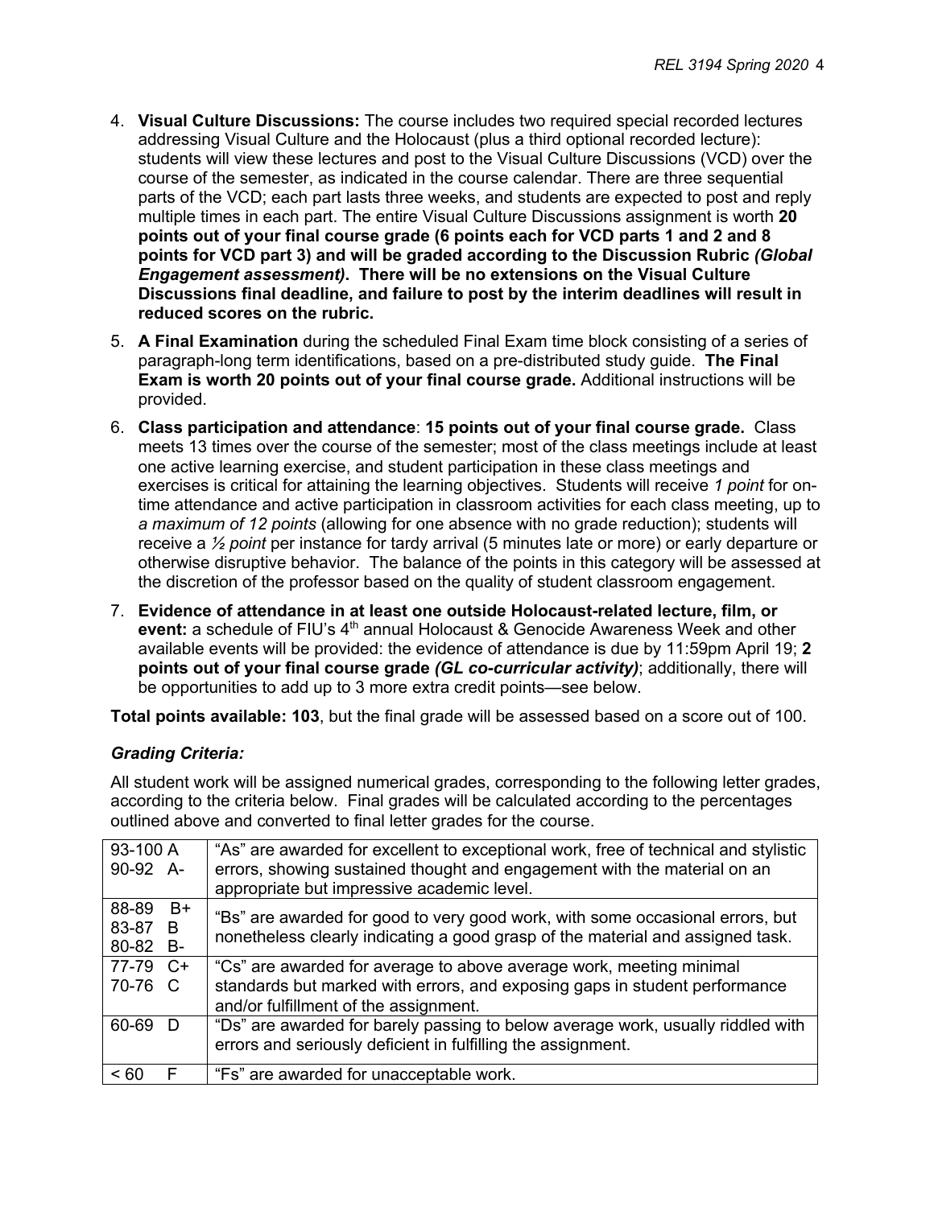4. **Visual Culture Discussions:** The course includes two required special recorded lectures addressing Visual Culture and the Holocaust (plus a third optional recorded lecture): students will view these lectures and post to the Visual Culture Discussions (VCD) over the course of the semester, as indicated in the course calendar. There are three sequential parts of the VCD; each part lasts three weeks, and students are expected to post and reply multiple times in each part. The entire Visual Culture Discussions assignment is worth **20 points out of your final course grade (6 points each for VCD parts 1 and 2 and 8 points for VCD part 3) and will be graded according to the Discussion Rubric *(Global Engagement assessment)*. There will be no extensions on the Visual Culture Discussions final deadline, and failure to post by the interim deadlines will result in reduced scores on the rubric.**

5. **A Final Examination** during the scheduled Final Exam time block consisting of a series of paragraph-long term identifications, based on a pre-distributed study guide. **The Final Exam is worth 20 points out of your final course grade.** Additional instructions will be provided.

6. **Class participation and attendance**: **15 points out of your final course grade.** Class meets 13 times over the course of the semester; most of the class meetings include at least one active learning exercise, and student participation in these class meetings and exercises is critical for attaining the learning objectives. Students will receive *1 point* for on-time attendance and active participation in classroom activities for each class meeting, up to *a maximum of 12 points* (allowing for one absence with no grade reduction); students will receive a *½ point* per instance for tardy arrival (5 minutes late or more) or early departure or otherwise disruptive behavior. The balance of the points in this category will be assessed at the discretion of the professor based on the quality of student classroom engagement.

7. **Evidence of attendance in at least one outside Holocaust-related lecture, film, or event:** a schedule of FIU's 4th annual Holocaust & Genocide Awareness Week and other available events will be provided: the evidence of attendance is due by 11:59pm April 19; **2 points out of your final course grade *(GL co-curricular activity)***; additionally, there will be opportunities to add up to 3 more extra credit points—see below.

**Total points available: 103**, but the final grade will be assessed based on a score out of 100.

### *Grading Criteria:*

All student work will be assigned numerical grades, corresponding to the following letter grades, according to the criteria below. Final grades will be calculated according to the percentages outlined above and converted to final letter grades for the course.

| Grade | Criteria |
|---|---|
| 93-100 A<br>90-92 A- | "As" are awarded for excellent to exceptional work, free of technical and stylistic errors, showing sustained thought and engagement with the material on an appropriate but impressive academic level. |
| 88-89 B+<br>83-87 B<br>80-82 B- | "Bs" are awarded for good to very good work, with some occasional errors, but nonetheless clearly indicating a good grasp of the material and assigned task. |
| 77-79 C+<br>70-76 C | "Cs" are awarded for average to above average work, meeting minimal standards but marked with errors, and exposing gaps in student performance and/or fulfillment of the assignment. |
| 60-69 D | "Ds" are awarded for barely passing to below average work, usually riddled with errors and seriously deficient in fulfilling the assignment. |
| < 60 F | "Fs" are awarded for unacceptable work. |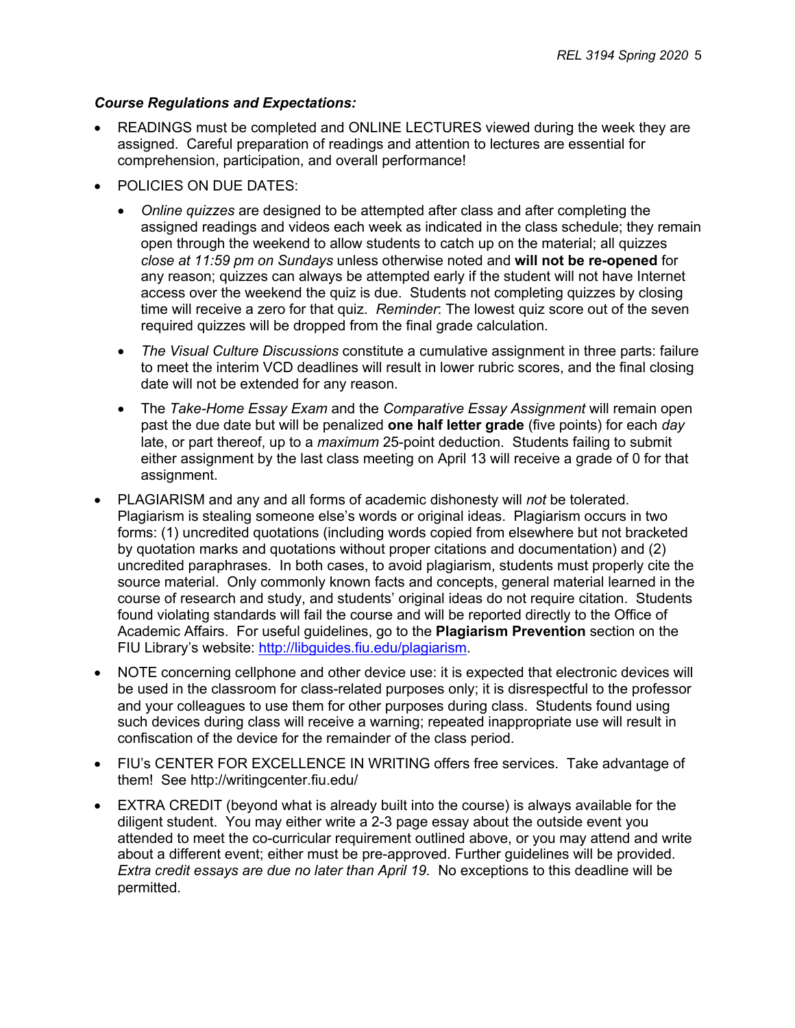***Course Regulations and Expectations:***

- READINGS must be completed and ONLINE LECTURES viewed during the week they are assigned. Careful preparation of readings and attention to lectures are essential for comprehension, participation, and overall performance!
- POLICIES ON DUE DATES:
  - *Online quizzes* are designed to be attempted after class and after completing the assigned readings and videos each week as indicated in the class schedule; they remain open through the weekend to allow students to catch up on the material; all quizzes *close at 11:59 pm on Sundays* unless otherwise noted and **will not be re-opened** for any reason; quizzes can always be attempted early if the student will not have Internet access over the weekend the quiz is due. Students not completing quizzes by closing time will receive a zero for that quiz. *Reminder*: The lowest quiz score out of the seven required quizzes will be dropped from the final grade calculation.
  - *The Visual Culture Discussions* constitute a cumulative assignment in three parts: failure to meet the interim VCD deadlines will result in lower rubric scores, and the final closing date will not be extended for any reason.
  - The *Take-Home Essay Exam* and the *Comparative Essay Assignment* will remain open past the due date but will be penalized **one half letter grade** (five points) for each *day* late, or part thereof, up to a *maximum* 25-point deduction. Students failing to submit either assignment by the last class meeting on April 13 will receive a grade of 0 for that assignment.
- PLAGIARISM and any and all forms of academic dishonesty will *not* be tolerated. Plagiarism is stealing someone else's words or original ideas. Plagiarism occurs in two forms: (1) uncredited quotations (including words copied from elsewhere but not bracketed by quotation marks and quotations without proper citations and documentation) and (2) uncredited paraphrases. In both cases, to avoid plagiarism, students must properly cite the source material. Only commonly known facts and concepts, general material learned in the course of research and study, and students' original ideas do not require citation. Students found violating standards will fail the course and will be reported directly to the Office of Academic Affairs. For useful guidelines, go to the **Plagiarism Prevention** section on the FIU Library's website: http://libguides.fiu.edu/plagiarism.
- NOTE concerning cellphone and other device use: it is expected that electronic devices will be used in the classroom for class-related purposes only; it is disrespectful to the professor and your colleagues to use them for other purposes during class. Students found using such devices during class will receive a warning; repeated inappropriate use will result in confiscation of the device for the remainder of the class period.
- FIU's CENTER FOR EXCELLENCE IN WRITING offers free services. Take advantage of them! See http://writingcenter.fiu.edu/
- EXTRA CREDIT (beyond what is already built into the course) is always available for the diligent student. You may either write a 2-3 page essay about the outside event you attended to meet the co-curricular requirement outlined above, or you may attend and write about a different event; either must be pre-approved. Further guidelines will be provided. *Extra credit essays are due no later than April 19.* No exceptions to this deadline will be permitted.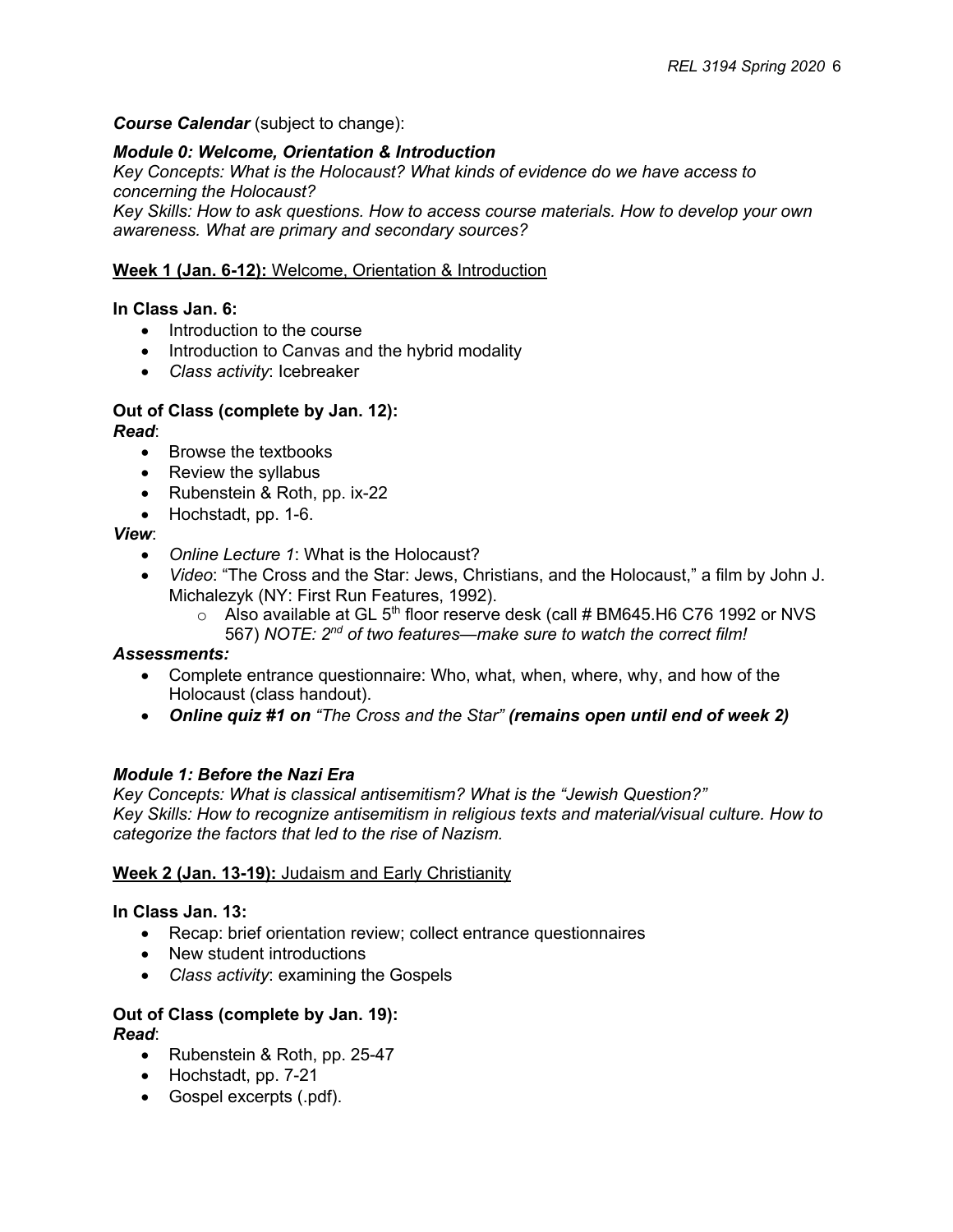***Course Calendar*** (subject to change):

***Module 0: Welcome, Orientation & Introduction***

*Key Concepts: What is the Holocaust? What kinds of evidence do we have access to concerning the Holocaust?*

*Key Skills: How to ask questions. How to access course materials. How to develop your own awareness. What are primary and secondary sources?*

**Week 1 (Jan. 6-12):** Welcome, Orientation & Introduction

**In Class Jan. 6:**

- Introduction to the course
- Introduction to Canvas and the hybrid modality
- *Class activity*: Icebreaker

**Out of Class (complete by Jan. 12):**

***Read***:

- Browse the textbooks
- Review the syllabus
- Rubenstein & Roth, pp. ix-22
- Hochstadt, pp. 1-6.

***View***:

- *Online Lecture 1*: What is the Holocaust?
- *Video*: "The Cross and the Star: Jews, Christians, and the Holocaust," a film by John J. Michalezyk (NY: First Run Features, 1992).
  - Also available at GL 5th floor reserve desk (call # BM645.H6 C76 1992 or NVS 567) *NOTE: 2nd of two features—make sure to watch the correct film!*

***Assessments:***

- Complete entrance questionnaire: Who, what, when, where, why, and how of the Holocaust (class handout).
- ***Online quiz #1 on** "The Cross and the Star" **(remains open until end of week 2)***

***Module 1: Before the Nazi Era***

*Key Concepts: What is classical antisemitism? What is the "Jewish Question?"*

*Key Skills: How to recognize antisemitism in religious texts and material/visual culture. How to categorize the factors that led to the rise of Nazism.*

**Week 2 (Jan. 13-19):** Judaism and Early Christianity

**In Class Jan. 13:**

- Recap: brief orientation review; collect entrance questionnaires
- New student introductions
- *Class activity*: examining the Gospels

**Out of Class (complete by Jan. 19):**

***Read***:

- Rubenstein & Roth, pp. 25-47
- Hochstadt, pp. 7-21
- Gospel excerpts (.pdf).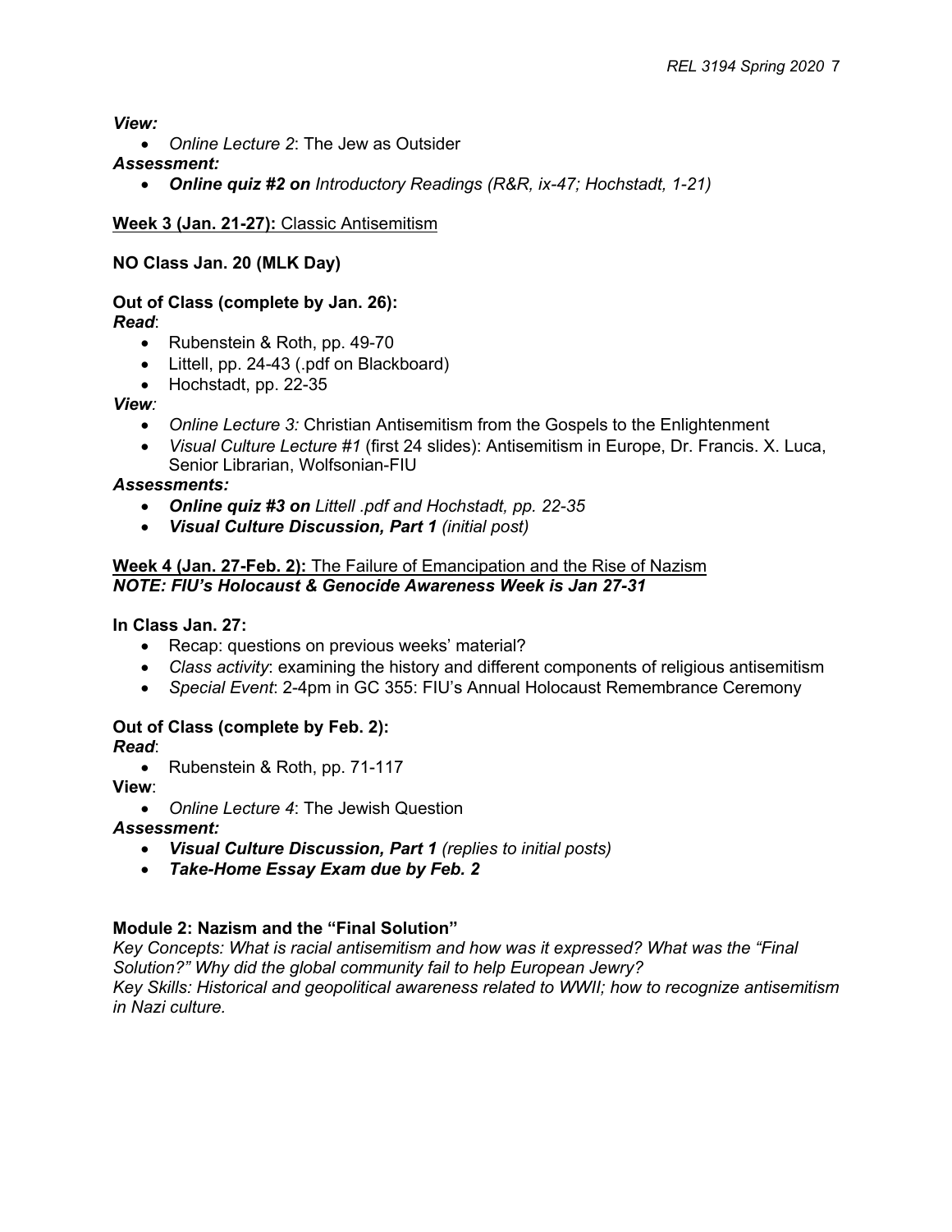***View:***

- *Online Lecture 2*: The Jew as Outsider

***Assessment:***

- ***Online quiz #2 on*** *Introductory Readings (R&R, ix-47; Hochstadt, 1-21)*

**Week 3 (Jan. 21-27):** Classic Antisemitism

**NO Class Jan. 20 (MLK Day)**

**Out of Class (complete by Jan. 26):**

***Read***:

- Rubenstein & Roth, pp. 49-70
- Littell, pp. 24-43 (.pdf on Blackboard)
- Hochstadt, pp. 22-35

***View:***

- *Online Lecture 3:* Christian Antisemitism from the Gospels to the Enlightenment
- *Visual Culture Lecture #1* (first 24 slides): Antisemitism in Europe, Dr. Francis. X. Luca, Senior Librarian, Wolfsonian-FIU

***Assessments:***

- ***Online quiz #3 on*** *Littell .pdf and Hochstadt, pp. 22-35*
- ***Visual Culture Discussion, Part 1*** *(initial post)*

**Week 4 (Jan. 27-Feb. 2):** The Failure of Emancipation and the Rise of Nazism

***NOTE: FIU's Holocaust & Genocide Awareness Week is Jan 27-31***

**In Class Jan. 27:**

- Recap: questions on previous weeks' material?
- *Class activity*: examining the history and different components of religious antisemitism
- *Special Event*: 2-4pm in GC 355: FIU's Annual Holocaust Remembrance Ceremony

**Out of Class (complete by Feb. 2):**

***Read***:

- Rubenstein & Roth, pp. 71-117

**View**:

- *Online Lecture 4*: The Jewish Question

***Assessment:***

- ***Visual Culture Discussion, Part 1*** *(replies to initial posts)*
- ***Take-Home Essay Exam due by Feb. 2***

**Module 2: Nazism and the "Final Solution"**

*Key Concepts: What is racial antisemitism and how was it expressed? What was the "Final Solution?" Why did the global community fail to help European Jewry?*

*Key Skills: Historical and geopolitical awareness related to WWII; how to recognize antisemitism in Nazi culture.*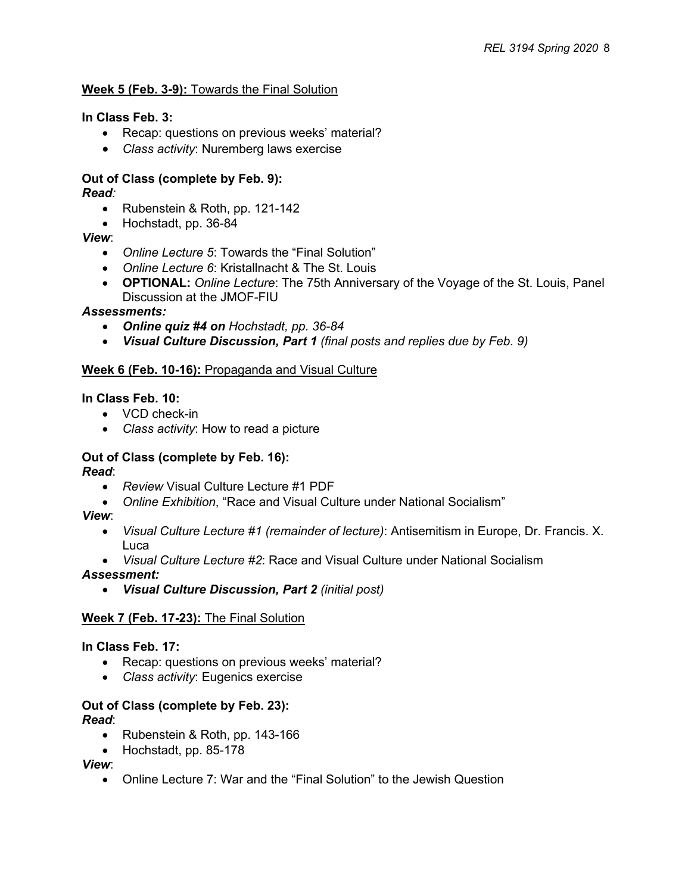**Week 5 (Feb. 3-9):** Towards the Final Solution

**In Class Feb. 3:**

- Recap: questions on previous weeks' material?
- *Class activity*: Nuremberg laws exercise

**Out of Class (complete by Feb. 9):**

***Read:***

- Rubenstein & Roth, pp. 121-142
- Hochstadt, pp. 36-84

***View***:

- *Online Lecture 5*: Towards the "Final Solution"
- *Online Lecture 6*: Kristallnacht & The St. Louis
- **OPTIONAL:** *Online Lecture*: The 75th Anniversary of the Voyage of the St. Louis, Panel Discussion at the JMOF-FIU

***Assessments:***

- ***Online quiz #4 on*** *Hochstadt, pp. 36-84*
- ***Visual Culture Discussion, Part 1*** *(final posts and replies due by Feb. 9)*

**Week 6 (Feb. 10-16):** Propaganda and Visual Culture

**In Class Feb. 10:**

- VCD check-in
- *Class activity*: How to read a picture

**Out of Class (complete by Feb. 16):**

***Read***:

- *Review* Visual Culture Lecture #1 PDF
- *Online Exhibition*, "Race and Visual Culture under National Socialism"

***View***:

- *Visual Culture Lecture #1 (remainder of lecture)*: Antisemitism in Europe, Dr. Francis. X. Luca
- *Visual Culture Lecture #2*: Race and Visual Culture under National Socialism

***Assessment:***

- ***Visual Culture Discussion, Part 2*** *(initial post)*

**Week 7 (Feb. 17-23):** The Final Solution

**In Class Feb. 17:**

- Recap: questions on previous weeks' material?
- *Class activity*: Eugenics exercise

**Out of Class (complete by Feb. 23):**

***Read***:

- Rubenstein & Roth, pp. 143-166
- Hochstadt, pp. 85-178

***View***:

- Online Lecture 7: War and the "Final Solution" to the Jewish Question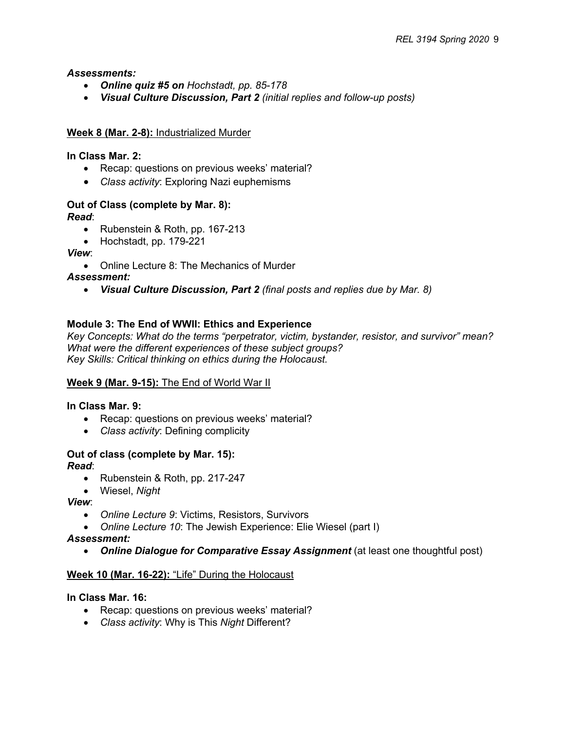***Assessments:***

- ***Online quiz #5 on** Hochstadt, pp. 85-178*
- ***Visual Culture Discussion, Part 2** (initial replies and follow-up posts)*

<u>**Week 8 (Mar. 2-8):** Industrialized Murder</u>

**In Class Mar. 2:**

- Recap: questions on previous weeks' material?
- *Class activity*: Exploring Nazi euphemisms

**Out of Class (complete by Mar. 8):**

***Read***:

- Rubenstein & Roth, pp. 167-213
- Hochstadt, pp. 179-221

***View***:

- Online Lecture 8: The Mechanics of Murder

***Assessment:***

- ***Visual Culture Discussion, Part 2** (final posts and replies due by Mar. 8)*

**Module 3: The End of WWII: Ethics and Experience**

*Key Concepts: What do the terms "perpetrator, victim, bystander, resistor, and survivor" mean? What were the different experiences of these subject groups?*
*Key Skills: Critical thinking on ethics during the Holocaust.*

<u>**Week 9 (Mar. 9-15):** The End of World War II</u>

**In Class Mar. 9:**

- Recap: questions on previous weeks' material?
- *Class activity*: Defining complicity

**Out of class (complete by Mar. 15):**

***Read***:

- Rubenstein & Roth, pp. 217-247
- Wiesel, *Night*

***View***:

- *Online Lecture 9*: Victims, Resistors, Survivors
- *Online Lecture 10*: The Jewish Experience: Elie Wiesel (part I)

***Assessment:***

- ***Online Dialogue for Comparative Essay Assignment*** (at least one thoughtful post)

<u>**Week 10 (Mar. 16-22):** "Life" During the Holocaust</u>

**In Class Mar. 16:**

- Recap: questions on previous weeks' material?
- *Class activity*: Why is This *Night* Different?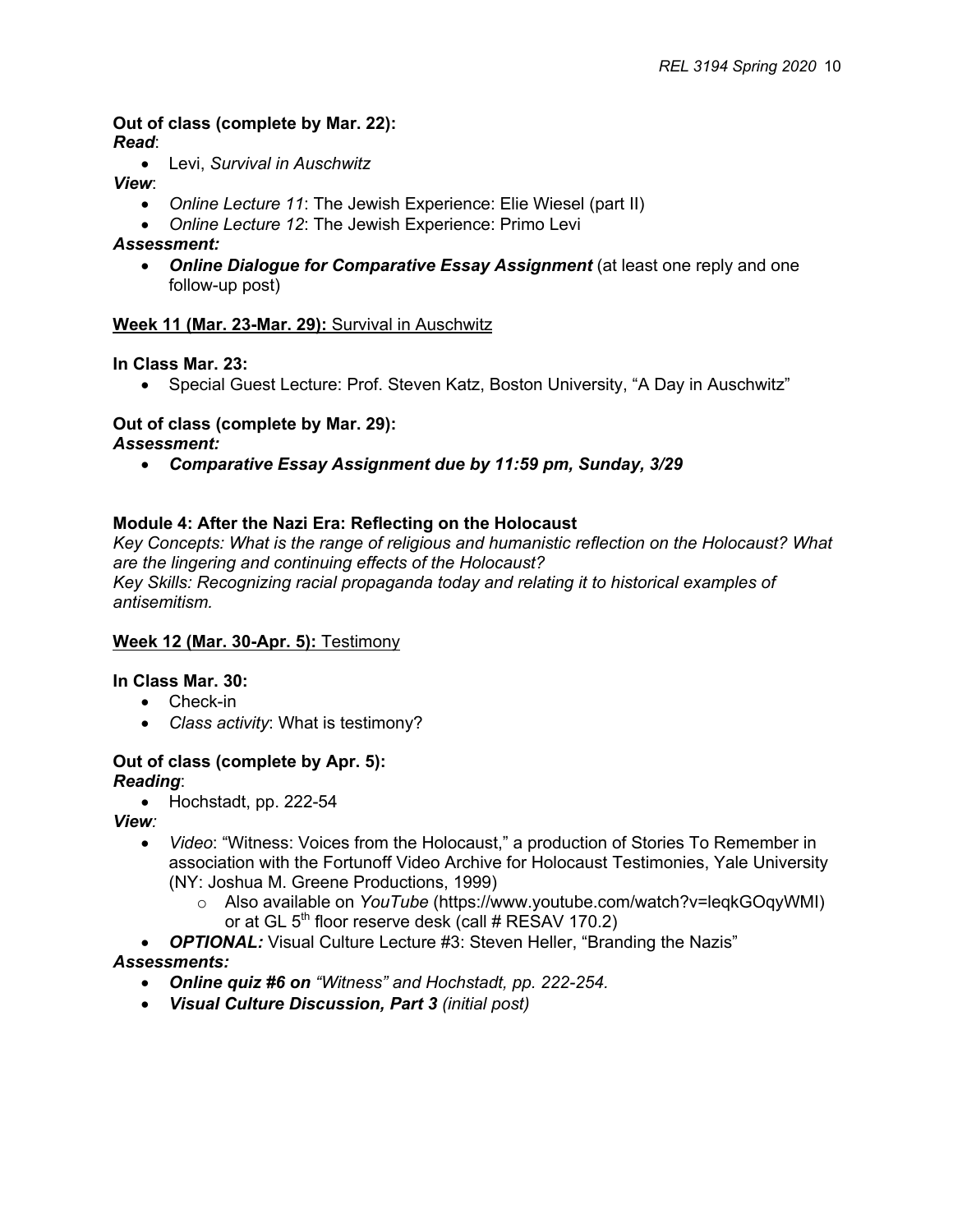**Out of class (complete by Mar. 22):**

***Read***:

- Levi, *Survival in Auschwitz*

***View***:

- *Online Lecture 11*: The Jewish Experience: Elie Wiesel (part II)
- *Online Lecture 12*: The Jewish Experience: Primo Levi

***Assessment:***

- ***Online Dialogue for Comparative Essay Assignment*** (at least one reply and one follow-up post)

<u>**Week 11 (Mar. 23-Mar. 29):** Survival in Auschwitz</u>

**In Class Mar. 23:**

- Special Guest Lecture: Prof. Steven Katz, Boston University, "A Day in Auschwitz"

**Out of class (complete by Mar. 29):**

***Assessment:***

- ***Comparative Essay Assignment due by 11:59 pm, Sunday, 3/29***

**Module 4: After the Nazi Era: Reflecting on the Holocaust**

*Key Concepts: What is the range of religious and humanistic reflection on the Holocaust? What are the lingering and continuing effects of the Holocaust?*

*Key Skills: Recognizing racial propaganda today and relating it to historical examples of antisemitism.*

<u>**Week 12 (Mar. 30-Apr. 5):** Testimony</u>

**In Class Mar. 30:**

- Check-in
- *Class activity*: What is testimony?

**Out of class (complete by Apr. 5):**

***Reading***:

- Hochstadt, pp. 222-54

***View:***

- *Video*: "Witness: Voices from the Holocaust," a production of Stories To Remember in association with the Fortunoff Video Archive for Holocaust Testimonies, Yale University (NY: Joshua M. Greene Productions, 1999)
  - Also available on *YouTube* (https://www.youtube.com/watch?v=leqkGOqyWMI) or at GL 5th floor reserve desk (call # RESAV 170.2)
- ***OPTIONAL:*** Visual Culture Lecture #3: Steven Heller, "Branding the Nazis"

***Assessments:***

- ***Online quiz #6 on*** *"Witness" and Hochstadt, pp. 222-254.*
- ***Visual Culture Discussion, Part 3*** *(initial post)*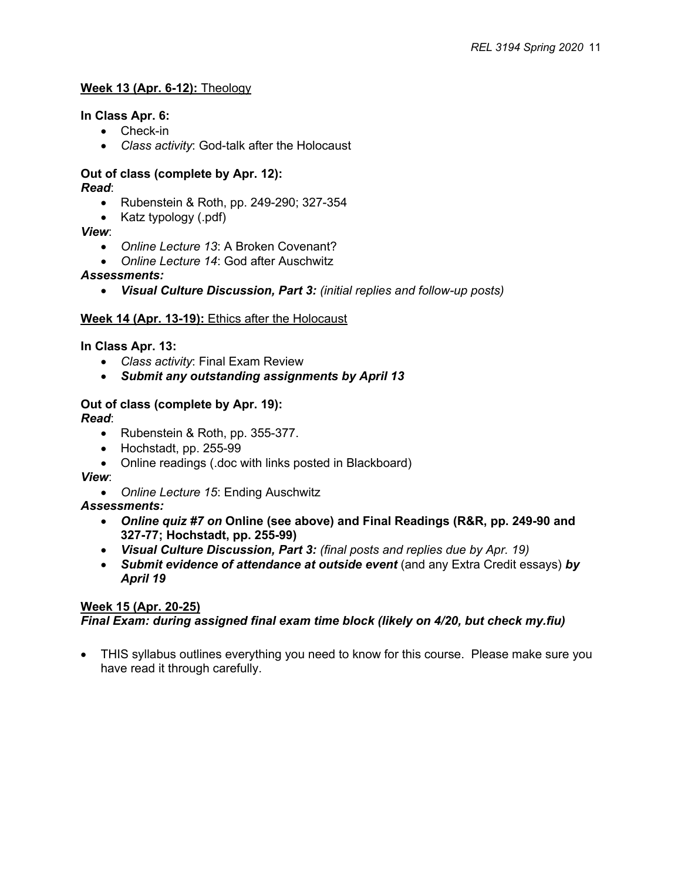**Week 13 (Apr. 6-12):** Theology

**In Class Apr. 6:**

- Check-in
- *Class activity*: God-talk after the Holocaust

**Out of class (complete by Apr. 12):**

***Read***:

- Rubenstein & Roth, pp. 249-290; 327-354
- Katz typology (.pdf)

***View***:

- *Online Lecture 13*: A Broken Covenant?
- *Online Lecture 14*: God after Auschwitz

***Assessments:***

- ***Visual Culture Discussion, Part 3:*** *(initial replies and follow-up posts)*

**Week 14 (Apr. 13-19):** Ethics after the Holocaust

**In Class Apr. 13:**

- *Class activity*: Final Exam Review
- ***Submit any outstanding assignments by April 13***

**Out of class (complete by Apr. 19):**

***Read***:

- Rubenstein & Roth, pp. 355-377.
- Hochstadt, pp. 255-99
- Online readings (.doc with links posted in Blackboard)

***View***:

- *Online Lecture 15*: Ending Auschwitz

***Assessments:***

- ***Online quiz #7 on*** **Online (see above) and Final Readings (R&R, pp. 249-90 and 327-77; Hochstadt, pp. 255-99)**
- ***Visual Culture Discussion, Part 3:*** *(final posts and replies due by Apr. 19)*
- ***Submit evidence of attendance at outside event*** (and any Extra Credit essays) ***by April 19***

**Week 15 (Apr. 20-25)**

***Final Exam: during assigned final exam time block (likely on 4/20, but check my.fiu)***

- THIS syllabus outlines everything you need to know for this course. Please make sure you have read it through carefully.